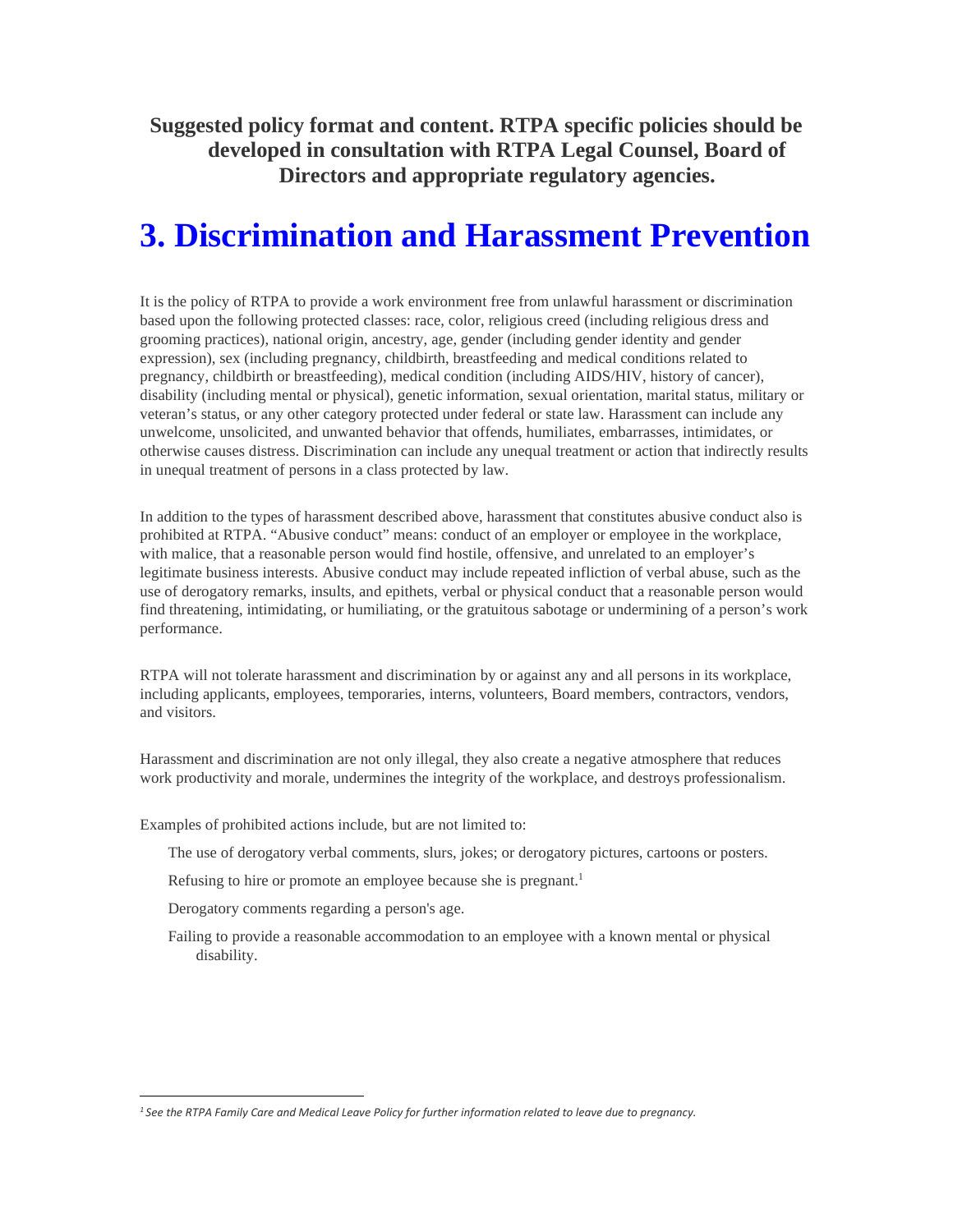**Suggested policy format and content. RTPA specific policies should be developed in consultation with RTPA Legal Counsel, Board of Directors and appropriate regulatory agencies.**

# 3. Discrimination and Harassment Prevention

It is the policy of RTPA to provide a work environment free from unlawful harassment or discrimination based upon the following protected classes: race, color, religious creed (including religious dress and grooming practices), national origin, ancestry, age, gender (including gender identity and gender expression), sex (including pregnancy, childbirth, breastfeeding and medical conditions related to pregnancy, childbirth or breastfeeding), medical condition (including AIDS/HIV, history of cancer), disability (including mental or physical), genetic information, sexual orientation, marital status, military or veteran's status, or any other category protected under federal or state law. Harassment can include any unwelcome, unsolicited, and unwanted behavior that offends, humiliates, embarrasses, intimidates, or otherwise causes distress. Discrimination can include any unequal treatment or action that indirectly results in unequal treatment of persons in a class protected by law.

In addition to the types of harassment described above, harassment that constitutes abusive conduct also is prohibited at RTPA. "Abusive conduct" means: conduct of an employer or employee in the workplace, with malice, that a reasonable person would find hostile, offensive, and unrelated to an employer's legitimate business interests. Abusive conduct may include repeated infliction of verbal abuse, such as the use of derogatory remarks, insults, and epithets, verbal or physical conduct that a reasonable person would find threatening, intimidating, or humiliating, or the gratuitous sabotage or undermining of a person's work performance.

RTPA will not tolerate harassment and discrimination by or against any and all persons in its workplace, including applicants, employees, temporaries, interns, volunteers, Board members, contractors, vendors, and visitors.

Harassment and discrimination are not only illegal, they also create a negative atmosphere that reduces work productivity and morale, undermines the integrity of the workplace, and destroys professionalism.

Examples of prohibited actions include, but are not limited to:

- The use of derogatory verbal comments, slurs, jokes; or derogatory pictures, cartoons or posters.
- Refusing to hire or promote an employee because she is pregnant.[1]
- Derogatory comments regarding a person's age.
- Failing to provide a reasonable accommodation to an employee with a known mental or physical disability.

---

[1] *See the RTPA Family Care and Medical Leave Policy for further information related to leave due to pregnancy.*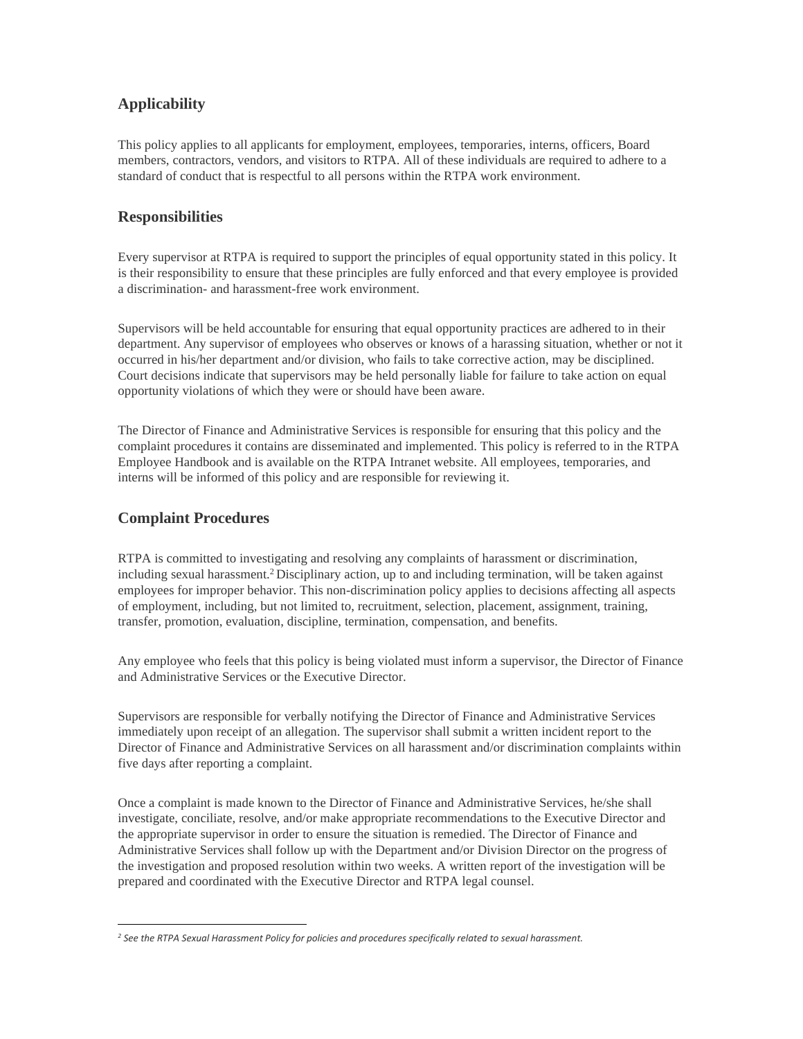## Applicability

This policy applies to all applicants for employment, employees, temporaries, interns, officers, Board members, contractors, vendors, and visitors to RTPA. All of these individuals are required to adhere to a standard of conduct that is respectful to all persons within the RTPA work environment.

## Responsibilities

Every supervisor at RTPA is required to support the principles of equal opportunity stated in this policy. It is their responsibility to ensure that these principles are fully enforced and that every employee is provided a discrimination- and harassment-free work environment.

Supervisors will be held accountable for ensuring that equal opportunity practices are adhered to in their department. Any supervisor of employees who observes or knows of a harassing situation, whether or not it occurred in his/her department and/or division, who fails to take corrective action, may be disciplined. Court decisions indicate that supervisors may be held personally liable for failure to take action on equal opportunity violations of which they were or should have been aware.

The Director of Finance and Administrative Services is responsible for ensuring that this policy and the complaint procedures it contains are disseminated and implemented. This policy is referred to in the RTPA Employee Handbook and is available on the RTPA Intranet website. All employees, temporaries, and interns will be informed of this policy and are responsible for reviewing it.

## Complaint Procedures

RTPA is committed to investigating and resolving any complaints of harassment or discrimination, including sexual harassment.[2] Disciplinary action, up to and including termination, will be taken against employees for improper behavior. This non-discrimination policy applies to decisions affecting all aspects of employment, including, but not limited to, recruitment, selection, placement, assignment, training, transfer, promotion, evaluation, discipline, termination, compensation, and benefits.

Any employee who feels that this policy is being violated must inform a supervisor, the Director of Finance and Administrative Services or the Executive Director.

Supervisors are responsible for verbally notifying the Director of Finance and Administrative Services immediately upon receipt of an allegation. The supervisor shall submit a written incident report to the Director of Finance and Administrative Services on all harassment and/or discrimination complaints within five days after reporting a complaint.

Once a complaint is made known to the Director of Finance and Administrative Services, he/she shall investigate, conciliate, resolve, and/or make appropriate recommendations to the Executive Director and the appropriate supervisor in order to ensure the situation is remedied. The Director of Finance and Administrative Services shall follow up with the Department and/or Division Director on the progress of the investigation and proposed resolution within two weeks. A written report of the investigation will be prepared and coordinated with the Executive Director and RTPA legal counsel.

---

*[2] See the RTPA Sexual Harassment Policy for policies and procedures specifically related to sexual harassment.*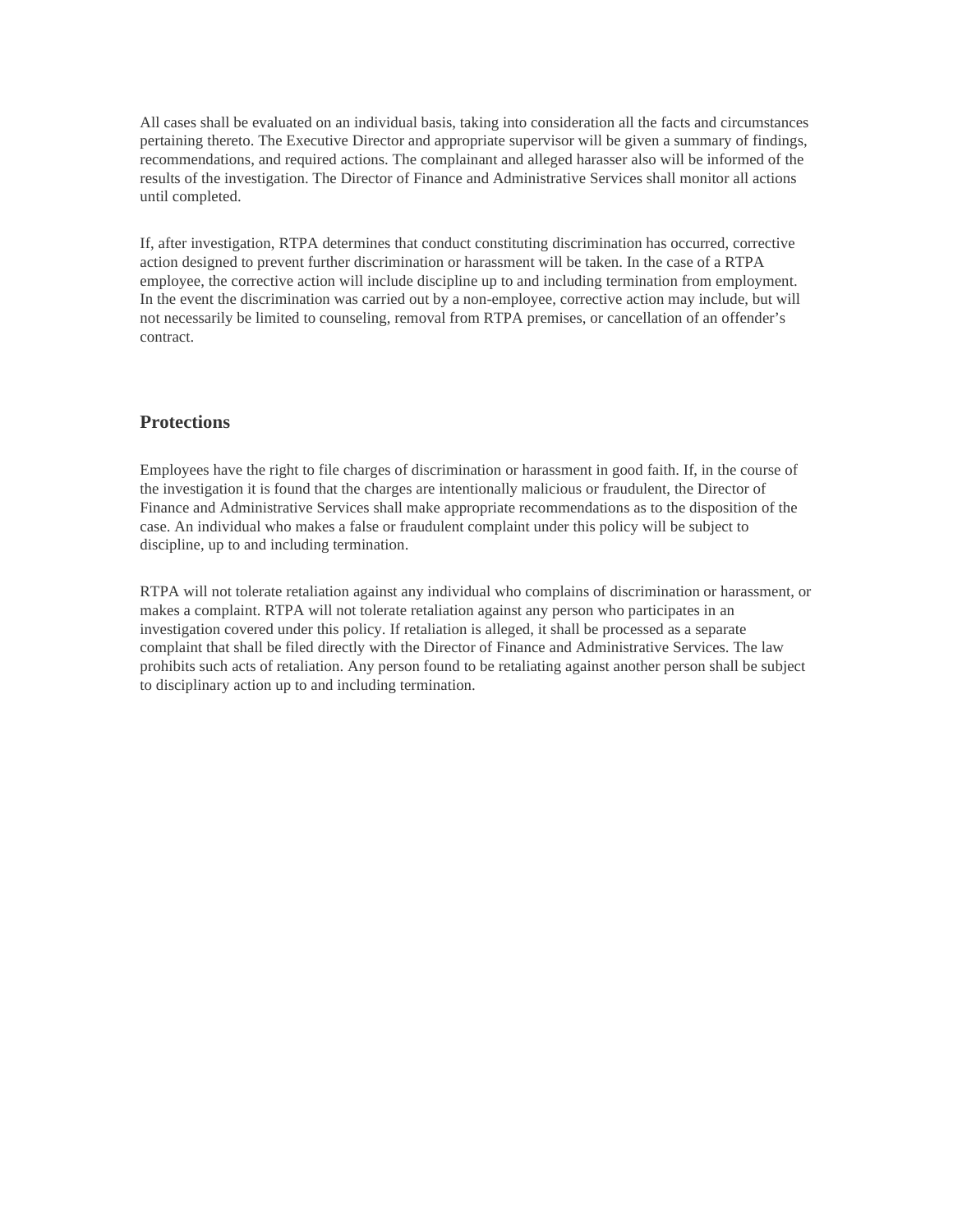All cases shall be evaluated on an individual basis, taking into consideration all the facts and circumstances pertaining thereto. The Executive Director and appropriate supervisor will be given a summary of findings, recommendations, and required actions. The complainant and alleged harasser also will be informed of the results of the investigation. The Director of Finance and Administrative Services shall monitor all actions until completed.

If, after investigation, RTPA determines that conduct constituting discrimination has occurred, corrective action designed to prevent further discrimination or harassment will be taken. In the case of a RTPA employee, the corrective action will include discipline up to and including termination from employment. In the event the discrimination was carried out by a non-employee, corrective action may include, but will not necessarily be limited to counseling, removal from RTPA premises, or cancellation of an offender's contract.

## Protections

Employees have the right to file charges of discrimination or harassment in good faith. If, in the course of the investigation it is found that the charges are intentionally malicious or fraudulent, the Director of Finance and Administrative Services shall make appropriate recommendations as to the disposition of the case. An individual who makes a false or fraudulent complaint under this policy will be subject to discipline, up to and including termination.

RTPA will not tolerate retaliation against any individual who complains of discrimination or harassment, or makes a complaint. RTPA will not tolerate retaliation against any person who participates in an investigation covered under this policy. If retaliation is alleged, it shall be processed as a separate complaint that shall be filed directly with the Director of Finance and Administrative Services. The law prohibits such acts of retaliation. Any person found to be retaliating against another person shall be subject to disciplinary action up to and including termination.